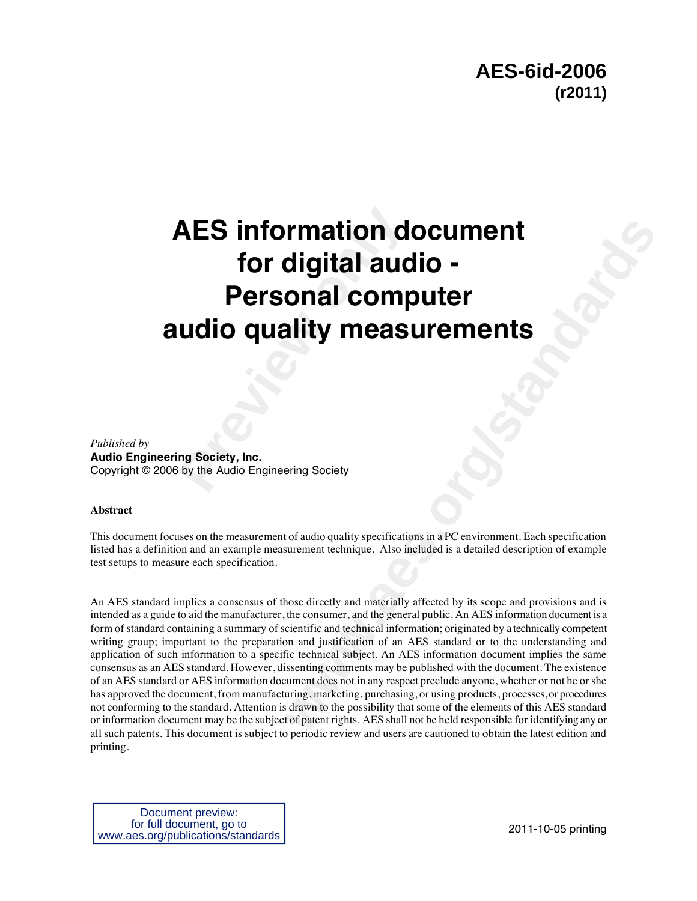**AES-6id-2006**
**(r2011)**

# AES information document for digital audio - Personal computer audio quality measurements

*Published by*
**Audio Engineering Society, Inc.**
Copyright © 2006 by the Audio Engineering Society

**Abstract**

This document focuses on the measurement of audio quality specifications in a PC environment. Each specification listed has a definition and an example measurement technique. Also included is a detailed description of example test setups to measure each specification.

An AES standard implies a consensus of those directly and materially affected by its scope and provisions and is intended as a guide to aid the manufacturer, the consumer, and the general public. An AES information document is a form of standard containing a summary of scientific and technical information; originated by a technically competent writing group; important to the preparation and justification of an AES standard or to the understanding and application of such information to a specific technical subject. An AES information document implies the same consensus as an AES standard. However, dissenting comments may be published with the document. The existence of an AES standard or AES information document does not in any respect preclude anyone, whether or not he or she has approved the document, from manufacturing, marketing, purchasing, or using products, processes, or procedures not conforming to the standard. Attention is drawn to the possibility that some of the elements of this AES standard or information document may be the subject of patent rights. AES shall not be held responsible for identifying any or all such patents. This document is subject to periodic review and users are cautioned to obtain the latest edition and printing.

Document preview:
for full document, go to
www.aes.org/publications/standards

2011-10-05 printing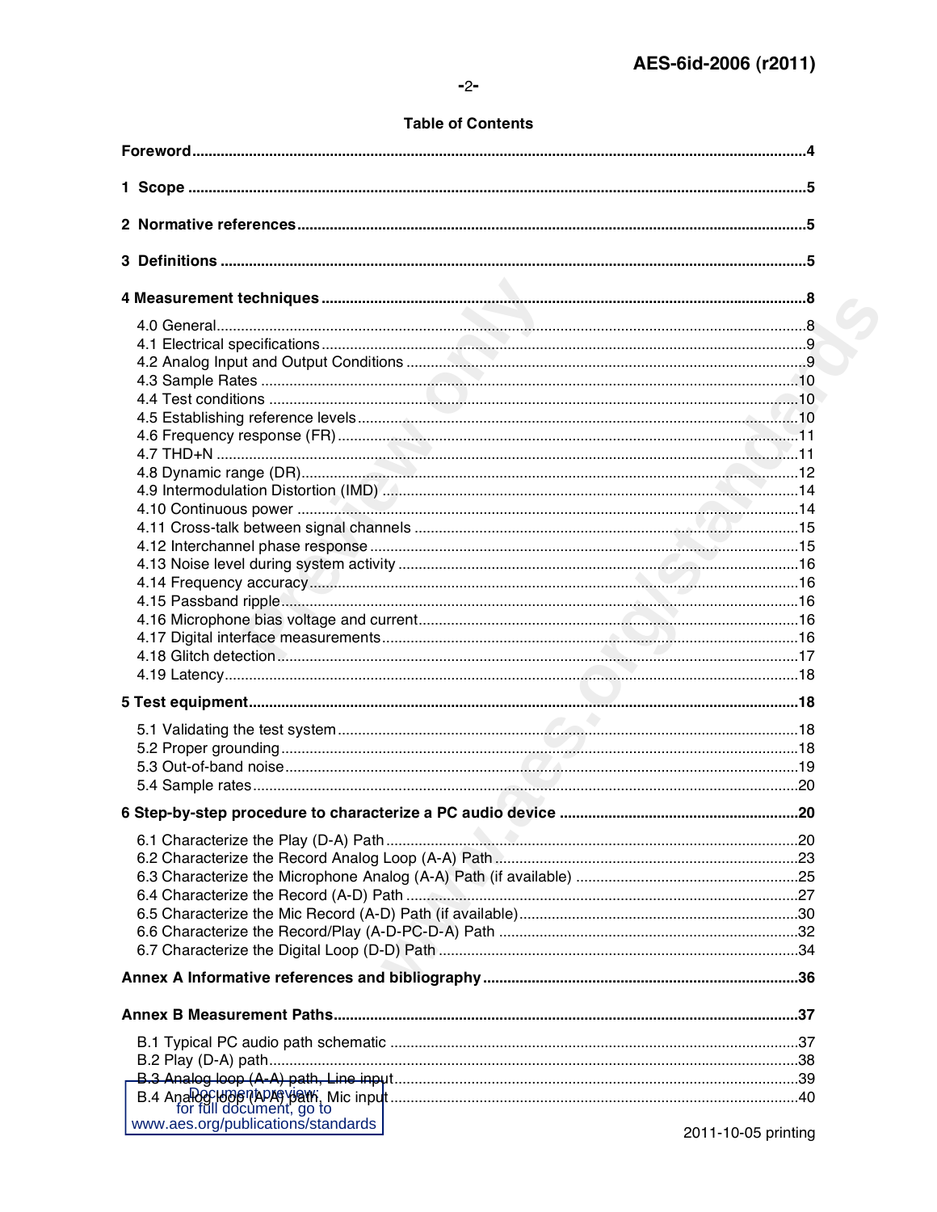## Table of Contents

**Foreword** .....4

**1 Scope** .....5

**2 Normative references** .....5

**3 Definitions** .....5

**4 Measurement techniques** .....8

- 4.0 General .....8
- 4.1 Electrical specifications .....9
- 4.2 Analog Input and Output Conditions .....9
- 4.3 Sample Rates .....10
- 4.4 Test conditions .....10
- 4.5 Establishing reference levels .....10
- 4.6 Frequency response (FR) .....11
- 4.7 THD+N .....11
- 4.8 Dynamic range (DR) .....12
- 4.9 Intermodulation Distortion (IMD) .....14
- 4.10 Continuous power .....14
- 4.11 Cross-talk between signal channels .....15
- 4.12 Interchannel phase response .....15
- 4.13 Noise level during system activity .....16
- 4.14 Frequency accuracy .....16
- 4.15 Passband ripple .....16
- 4.16 Microphone bias voltage and current .....16
- 4.17 Digital interface measurements .....16
- 4.18 Glitch detection .....17
- 4.19 Latency .....18

**5 Test equipment** .....18

- 5.1 Validating the test system .....18
- 5.2 Proper grounding .....18
- 5.3 Out-of-band noise .....19
- 5.4 Sample rates .....20

**6 Step-by-step procedure to characterize a PC audio device** .....20

- 6.1 Characterize the Play (D-A) Path .....20
- 6.2 Characterize the Record Analog Loop (A-A) Path .....23
- 6.3 Characterize the Microphone Analog (A-A) Path (if available) .....25
- 6.4 Characterize the Record (A-D) Path .....27
- 6.5 Characterize the Mic Record (A-D) Path (if available) .....30
- 6.6 Characterize the Record/Play (A-D-PC-D-A) Path .....32
- 6.7 Characterize the Digital Loop (D-D) Path .....34

**Annex A Informative references and bibliography** .....36

**Annex B Measurement Paths** .....37

- B.1 Typical PC audio path schematic .....37
- B.2 Play (D-A) path .....38
- B.3 Analog loop (A-A) path, Line input .....39
- B.4 Analog loop (A-A) path, Mic input .....40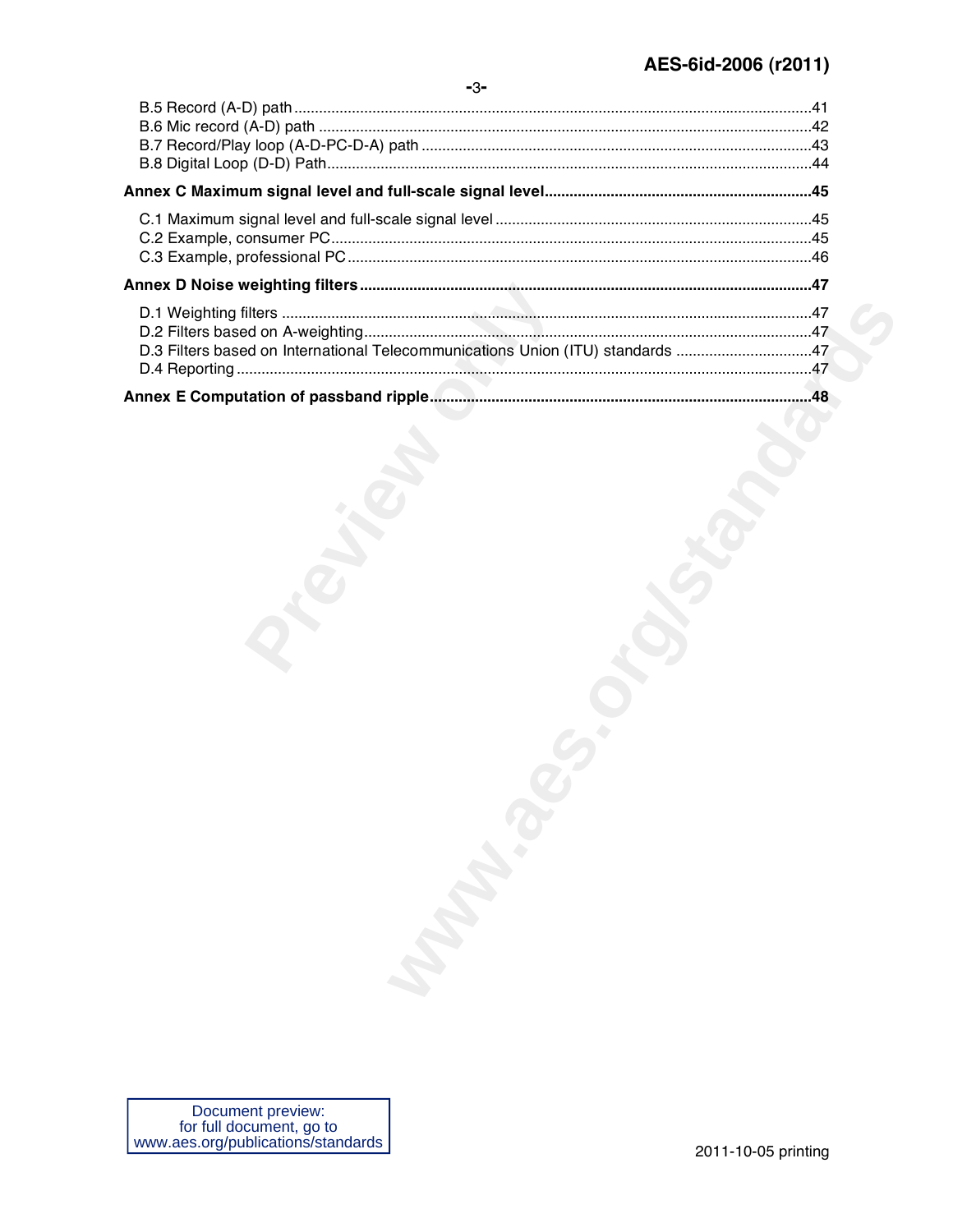B.5 Record (A-D) path ............................................................................................................................41
B.6 Mic record (A-D) path ........................................................................................................................42
B.7 Record/Play loop (A-D-PC-D-A) path ...............................................................................................43
B.8 Digital Loop (D-D) Path......................................................................................................................44

**Annex C Maximum signal level and full-scale signal level..................................................................45**

C.1 Maximum signal level and full-scale signal level ...............................................................................45
C.2 Example, consumer PC......................................................................................................................45
C.3 Example, professional PC..................................................................................................................46

**Annex D Noise weighting filters..............................................................................................................47**

D.1 Weighting filters .................................................................................................................................47
D.2 Filters based on A-weighting..............................................................................................................47
D.3 Filters based on International Telecommunications Union (ITU) standards ......................................47
D.4 Reporting ...........................................................................................................................................47

**Annex E Computation of passband ripple..............................................................................................48**

Document preview:
for full document, go to
www.aes.org/publications/standards

2011-10-05 printing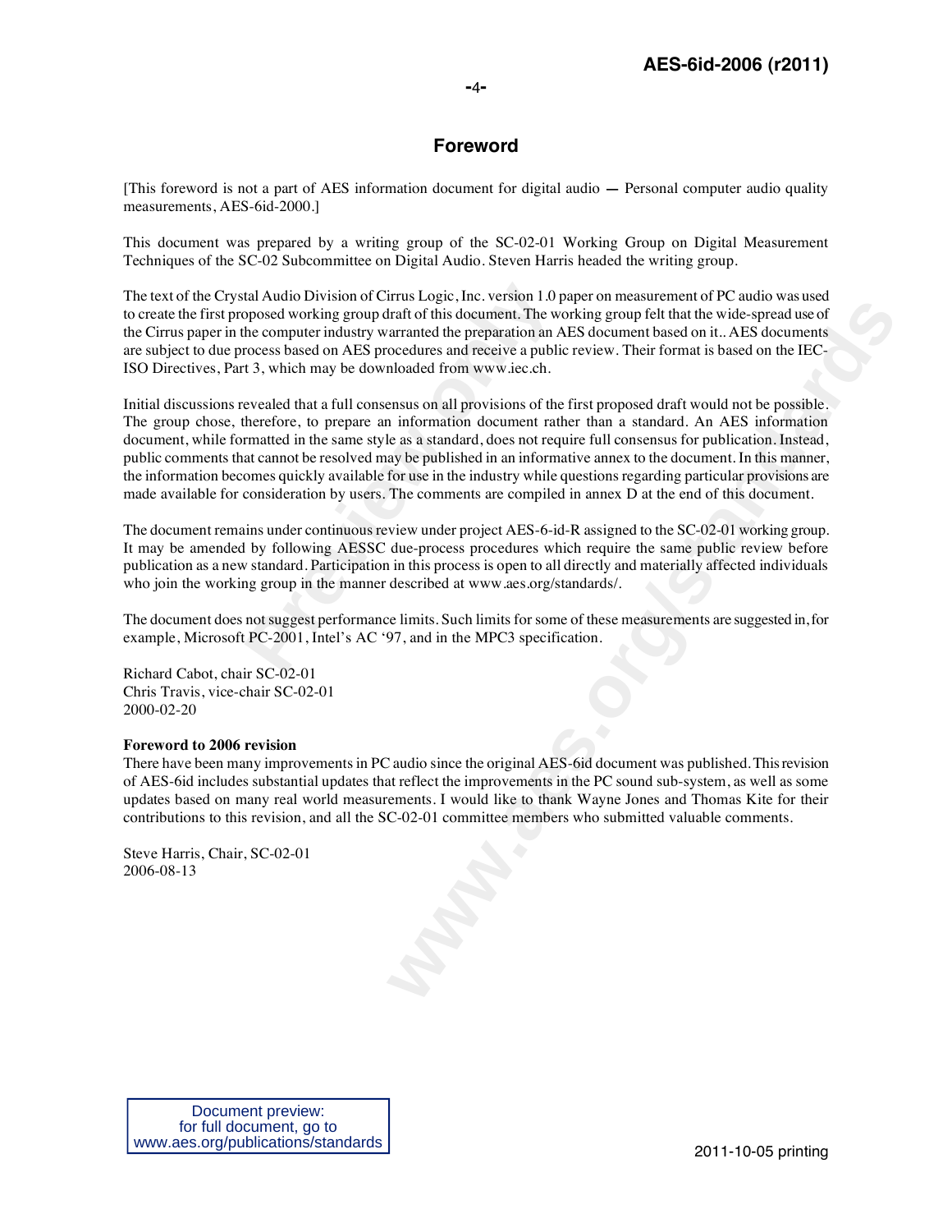# Foreword

[This foreword is not a part of AES information document for digital audio — Personal computer audio quality measurements, AES-6id-2000.]

This document was prepared by a writing group of the SC-02-01 Working Group on Digital Measurement Techniques of the SC-02 Subcommittee on Digital Audio. Steven Harris headed the writing group.

The text of the Crystal Audio Division of Cirrus Logic, Inc. version 1.0 paper on measurement of PC audio was used to create the first proposed working group draft of this document. The working group felt that the wide-spread use of the Cirrus paper in the computer industry warranted the preparation an AES document based on it.. AES documents are subject to due process based on AES procedures and receive a public review. Their format is based on the IEC-ISO Directives, Part 3, which may be downloaded from www.iec.ch.

Initial discussions revealed that a full consensus on all provisions of the first proposed draft would not be possible. The group chose, therefore, to prepare an information document rather than a standard. An AES information document, while formatted in the same style as a standard, does not require full consensus for publication. Instead, public comments that cannot be resolved may be published in an informative annex to the document. In this manner, the information becomes quickly available for use in the industry while questions regarding particular provisions are made available for consideration by users. The comments are compiled in annex D at the end of this document.

The document remains under continuous review under project AES-6-id-R assigned to the SC-02-01 working group. It may be amended by following AESSC due-process procedures which require the same public review before publication as a new standard. Participation in this process is open to all directly and materially affected individuals who join the working group in the manner described at www.aes.org/standards/.

The document does not suggest performance limits. Such limits for some of these measurements are suggested in, for example, Microsoft PC-2001, Intel's AC '97, and in the MPC3 specification.

Richard Cabot, chair SC-02-01
Chris Travis, vice-chair SC-02-01
2000-02-20

**Foreword to 2006 revision**

There have been many improvements in PC audio since the original AES-6id document was published. This revision of AES-6id includes substantial updates that reflect the improvements in the PC sound sub-system, as well as some updates based on many real world measurements. I would like to thank Wayne Jones and Thomas Kite for their contributions to this revision, and all the SC-02-01 committee members who submitted valuable comments.

Steve Harris, Chair, SC-02-01
2006-08-13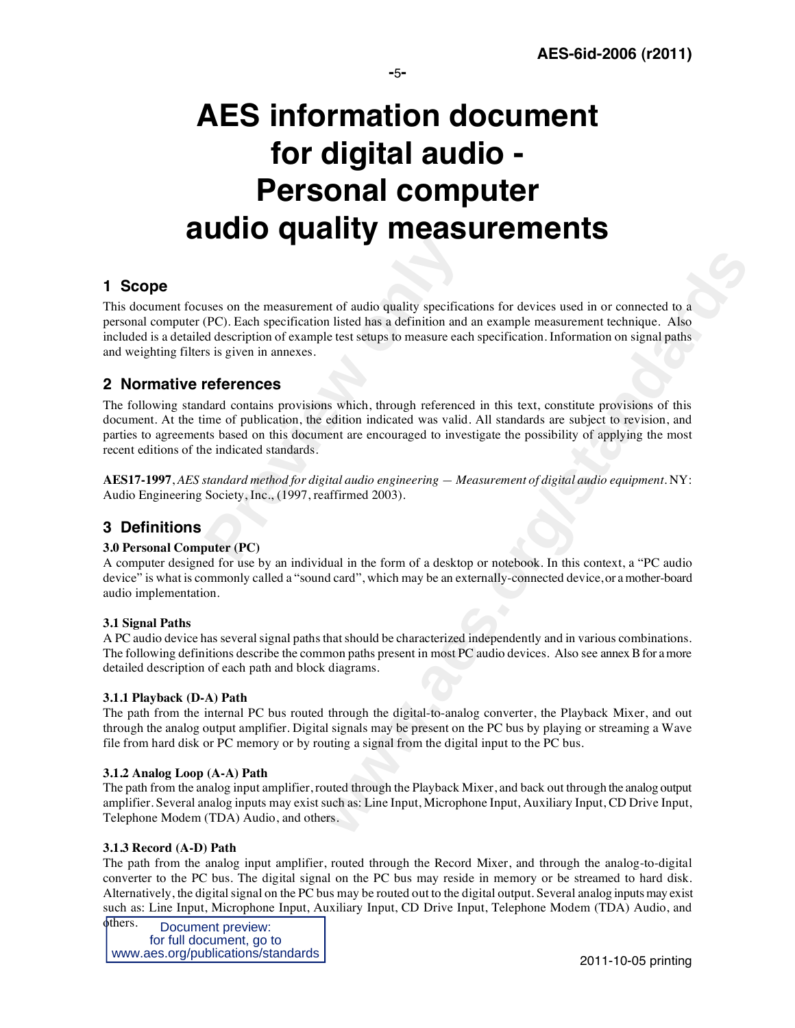# AES information document for digital audio - Personal computer audio quality measurements

## 1 Scope

This document focuses on the measurement of audio quality specifications for devices used in or connected to a personal computer (PC). Each specification listed has a definition and an example measurement technique. Also included is a detailed description of example test setups to measure each specification. Information on signal paths and weighting filters is given in annexes.

## 2 Normative references

The following standard contains provisions which, through referenced in this text, constitute provisions of this document. At the time of publication, the edition indicated was valid. All standards are subject to revision, and parties to agreements based on this document are encouraged to investigate the possibility of applying the most recent editions of the indicated standards.

**AES17-1997**, *AES standard method for digital audio engineering — Measurement of digital audio equipment*. NY: Audio Engineering Society, Inc., (1997, reaffirmed 2003).

## 3 Definitions

### 3.0 Personal Computer (PC)

A computer designed for use by an individual in the form of a desktop or notebook. In this context, a "PC audio device" is what is commonly called a "sound card", which may be an externally-connected device, or a mother-board audio implementation.

### 3.1 Signal Paths

A PC audio device has several signal paths that should be characterized independently and in various combinations. The following definitions describe the common paths present in most PC audio devices. Also see annex B for a more detailed description of each path and block diagrams.

#### 3.1.1 Playback (D-A) Path

The path from the internal PC bus routed through the digital-to-analog converter, the Playback Mixer, and out through the analog output amplifier. Digital signals may be present on the PC bus by playing or streaming a Wave file from hard disk or PC memory or by routing a signal from the digital input to the PC bus.

#### 3.1.2 Analog Loop (A-A) Path

The path from the analog input amplifier, routed through the Playback Mixer, and back out through the analog output amplifier. Several analog inputs may exist such as: Line Input, Microphone Input, Auxiliary Input, CD Drive Input, Telephone Modem (TDA) Audio, and others.

#### 3.1.3 Record (A-D) Path

The path from the analog input amplifier, routed through the Record Mixer, and through the analog-to-digital converter to the PC bus. The digital signal on the PC bus may reside in memory or be streamed to hard disk. Alternatively, the digital signal on the PC bus may be routed out to the digital output. Several analog inputs may exist such as: Line Input, Microphone Input, Auxiliary Input, CD Drive Input, Telephone Modem (TDA) Audio, and others.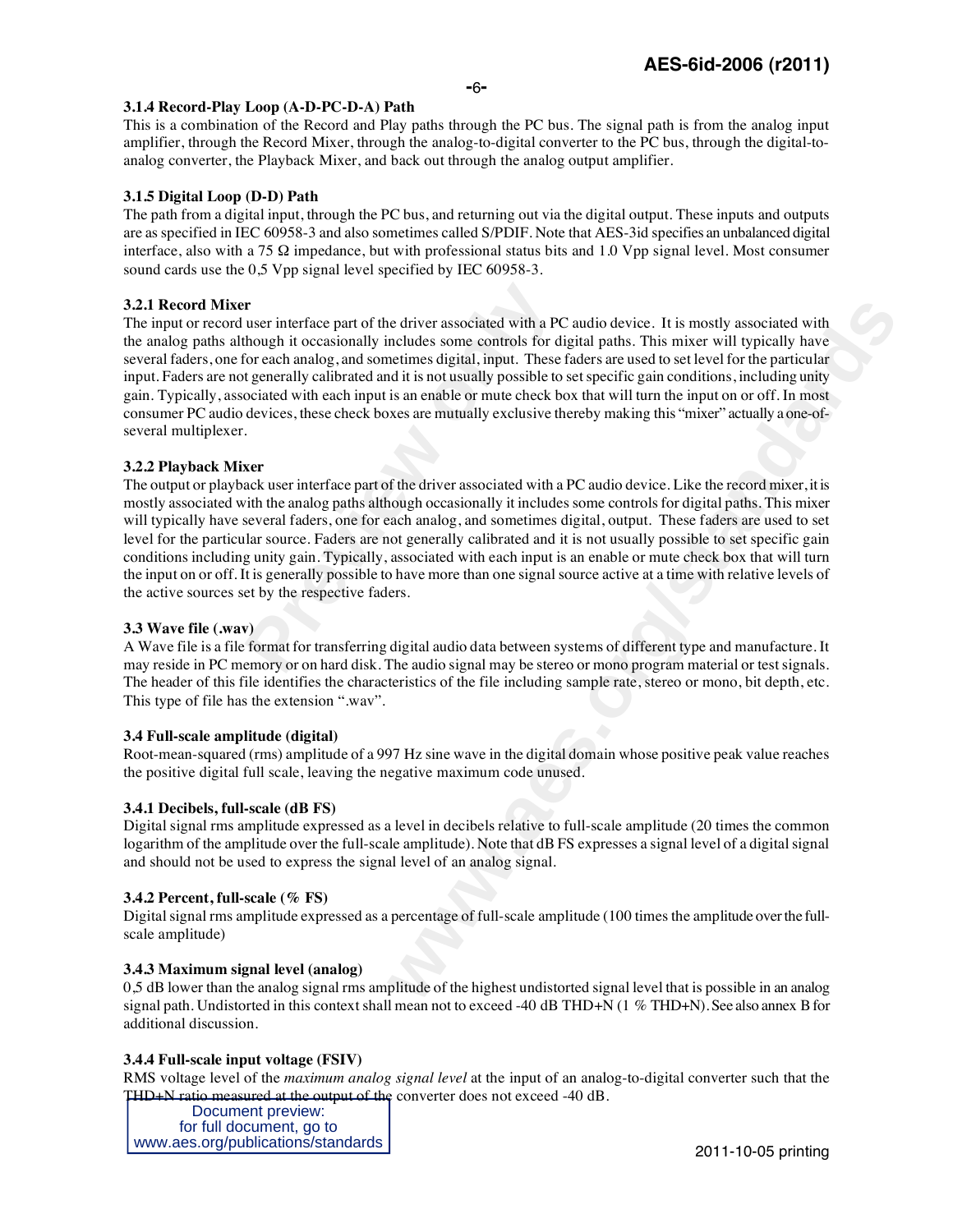### 3.1.4 Record-Play Loop (A-D-PC-D-A) Path

This is a combination of the Record and Play paths through the PC bus. The signal path is from the analog input amplifier, through the Record Mixer, through the analog-to-digital converter to the PC bus, through the digital-to-analog converter, the Playback Mixer, and back out through the analog output amplifier.

### 3.1.5 Digital Loop (D-D) Path

The path from a digital input, through the PC bus, and returning out via the digital output. These inputs and outputs are as specified in IEC 60958-3 and also sometimes called S/PDIF. Note that AES-3id specifies an unbalanced digital interface, also with a 75 Ω impedance, but with professional status bits and 1.0 Vpp signal level. Most consumer sound cards use the 0,5 Vpp signal level specified by IEC 60958-3.

### 3.2.1 Record Mixer

The input or record user interface part of the driver associated with a PC audio device. It is mostly associated with the analog paths although it occasionally includes some controls for digital paths. This mixer will typically have several faders, one for each analog, and sometimes digital, input. These faders are used to set level for the particular input. Faders are not generally calibrated and it is not usually possible to set specific gain conditions, including unity gain. Typically, associated with each input is an enable or mute check box that will turn the input on or off. In most consumer PC audio devices, these check boxes are mutually exclusive thereby making this "mixer" actually a one-of-several multiplexer.

### 3.2.2 Playback Mixer

The output or playback user interface part of the driver associated with a PC audio device. Like the record mixer, it is mostly associated with the analog paths although occasionally it includes some controls for digital paths. This mixer will typically have several faders, one for each analog, and sometimes digital, output. These faders are used to set level for the particular source. Faders are not generally calibrated and it is not usually possible to set specific gain conditions including unity gain. Typically, associated with each input is an enable or mute check box that will turn the input on or off. It is generally possible to have more than one signal source active at a time with relative levels of the active sources set by the respective faders.

### 3.3 Wave file (.wav)

A Wave file is a file format for transferring digital audio data between systems of different type and manufacture. It may reside in PC memory or on hard disk. The audio signal may be stereo or mono program material or test signals. The header of this file identifies the characteristics of the file including sample rate, stereo or mono, bit depth, etc. This type of file has the extension ".wav".

### 3.4 Full-scale amplitude (digital)

Root-mean-squared (rms) amplitude of a 997 Hz sine wave in the digital domain whose positive peak value reaches the positive digital full scale, leaving the negative maximum code unused.

### 3.4.1 Decibels, full-scale (dB FS)

Digital signal rms amplitude expressed as a level in decibels relative to full-scale amplitude (20 times the common logarithm of the amplitude over the full-scale amplitude). Note that dB FS expresses a signal level of a digital signal and should not be used to express the signal level of an analog signal.

### 3.4.2 Percent, full-scale (% FS)

Digital signal rms amplitude expressed as a percentage of full-scale amplitude (100 times the amplitude over the full-scale amplitude)

### 3.4.3 Maximum signal level (analog)

0,5 dB lower than the analog signal rms amplitude of the highest undistorted signal level that is possible in an analog signal path. Undistorted in this context shall mean not to exceed -40 dB THD+N (1 % THD+N). See also annex B for additional discussion.

### 3.4.4 Full-scale input voltage (FSIV)

RMS voltage level of the *maximum analog signal level* at the input of an analog-to-digital converter such that the THD+N ratio measured at the output of the converter does not exceed -40 dB.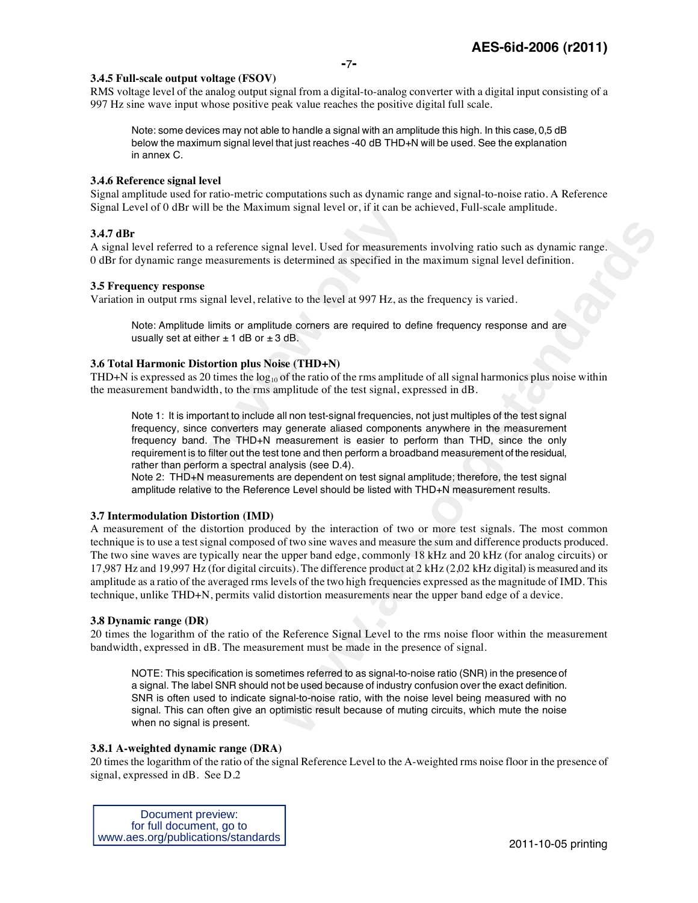### 3.4.5 Full-scale output voltage (FSOV)

RMS voltage level of the analog output signal from a digital-to-analog converter with a digital input consisting of a 997 Hz sine wave input whose positive peak value reaches the positive digital full scale.

> Note: some devices may not able to handle a signal with an amplitude this high. In this case, 0,5 dB below the maximum signal level that just reaches -40 dB THD+N will be used. See the explanation in annex C.

### 3.4.6 Reference signal level

Signal amplitude used for ratio-metric computations such as dynamic range and signal-to-noise ratio. A Reference Signal Level of 0 dBr will be the Maximum signal level or, if it can be achieved, Full-scale amplitude.

### 3.4.7 dBr

A signal level referred to a reference signal level. Used for measurements involving ratio such as dynamic range. 0 dBr for dynamic range measurements is determined as specified in the maximum signal level definition.

### 3.5 Frequency response

Variation in output rms signal level, relative to the level at 997 Hz, as the frequency is varied.

> Note: Amplitude limits or amplitude corners are required to define frequency response and are usually set at either ± 1 dB or ± 3 dB.

### 3.6 Total Harmonic Distortion plus Noise (THD+N)

THD+N is expressed as 20 times the $\log_{10}$ of the ratio of the rms amplitude of all signal harmonics plus noise within the measurement bandwidth, to the rms amplitude of the test signal, expressed in dB.

> Note 1: It is important to include all non test-signal frequencies, not just multiples of the test signal frequency, since converters may generate aliased components anywhere in the measurement frequency band. The THD+N measurement is easier to perform than THD, since the only requirement is to filter out the test tone and then perform a broadband measurement of the residual, rather than perform a spectral analysis (see D.4).
>
> Note 2: THD+N measurements are dependent on test signal amplitude; therefore, the test signal amplitude relative to the Reference Level should be listed with THD+N measurement results.

### 3.7 Intermodulation Distortion (IMD)

A measurement of the distortion produced by the interaction of two or more test signals. The most common technique is to use a test signal composed of two sine waves and measure the sum and difference products produced. The two sine waves are typically near the upper band edge, commonly 18 kHz and 20 kHz (for analog circuits) or 17,987 Hz and 19,997 Hz (for digital circuits). The difference product at 2 kHz (2,02 kHz digital) is measured and its amplitude as a ratio of the averaged rms levels of the two high frequencies expressed as the magnitude of IMD. This technique, unlike THD+N, permits valid distortion measurements near the upper band edge of a device.

### 3.8 Dynamic range (DR)

20 times the logarithm of the ratio of the Reference Signal Level to the rms noise floor within the measurement bandwidth, expressed in dB. The measurement must be made in the presence of signal.

> NOTE: This specification is sometimes referred to as signal-to-noise ratio (SNR) in the presence of a signal. The label SNR should not be used because of industry confusion over the exact definition. SNR is often used to indicate signal-to-noise ratio, with the noise level being measured with no signal. This can often give an optimistic result because of muting circuits, which mute the noise when no signal is present.

### 3.8.1 A-weighted dynamic range (DRA)

20 times the logarithm of the ratio of the signal Reference Level to the A-weighted rms noise floor in the presence of signal, expressed in dB. See D.2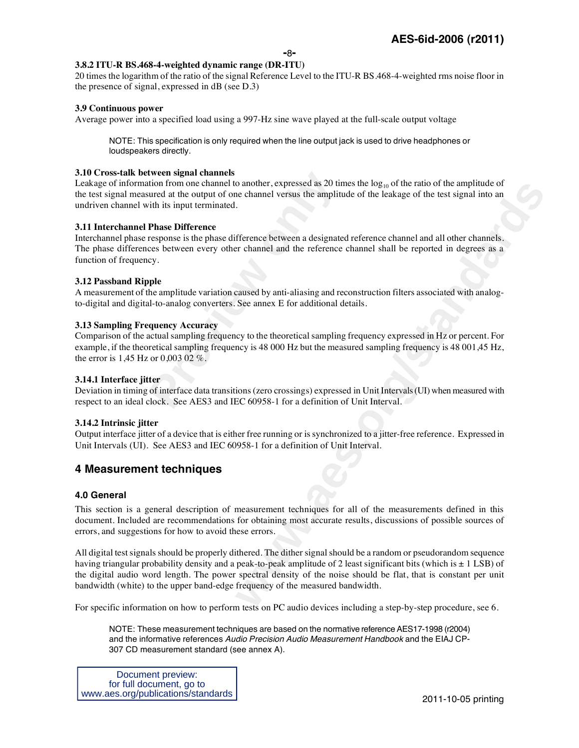### 3.8.2 ITU-R BS.468-4-weighted dynamic range (DR-ITU)

20 times the logarithm of the ratio of the signal Reference Level to the ITU-R BS.468-4-weighted rms noise floor in the presence of signal, expressed in dB (see D.3)

### 3.9 Continuous power

Average power into a specified load using a 997-Hz sine wave played at the full-scale output voltage

> NOTE: This specification is only required when the line output jack is used to drive headphones or loudspeakers directly.

### 3.10 Cross-talk between signal channels

Leakage of information from one channel to another, expressed as 20 times the $\log_{10}$ of the ratio of the amplitude of the test signal measured at the output of one channel versus the amplitude of the leakage of the test signal into an undriven channel with its input terminated.

### 3.11 Interchannel Phase Difference

Interchannel phase response is the phase difference between a designated reference channel and all other channels. The phase differences between every other channel and the reference channel shall be reported in degrees as a function of frequency.

### 3.12 Passband Ripple

A measurement of the amplitude variation caused by anti-aliasing and reconstruction filters associated with analog-to-digital and digital-to-analog converters. See annex E for additional details.

### 3.13 Sampling Frequency Accuracy

Comparison of the actual sampling frequency to the theoretical sampling frequency expressed in Hz or percent. For example, if the theoretical sampling frequency is 48 000 Hz but the measured sampling frequency is 48 001,45 Hz, the error is 1,45 Hz or 0,003 02 %.

### 3.14.1 Interface jitter

Deviation in timing of interface data transitions (zero crossings) expressed in Unit Intervals (UI) when measured with respect to an ideal clock. See AES3 and IEC 60958-1 for a definition of Unit Interval.

### 3.14.2 Intrinsic jitter

Output interface jitter of a device that is either free running or is synchronized to a jitter-free reference. Expressed in Unit Intervals (UI). See AES3 and IEC 60958-1 for a definition of Unit Interval.

## 4 Measurement techniques

### 4.0 General

This section is a general description of measurement techniques for all of the measurements defined in this document. Included are recommendations for obtaining most accurate results, discussions of possible sources of errors, and suggestions for how to avoid these errors.

All digital test signals should be properly dithered. The dither signal should be a random or pseudorandom sequence having triangular probability density and a peak-to-peak amplitude of 2 least significant bits (which is ± 1 LSB) of the digital audio word length. The power spectral density of the noise should be flat, that is constant per unit bandwidth (white) to the upper band-edge frequency of the measured bandwidth.

For specific information on how to perform tests on PC audio devices including a step-by-step procedure, see 6.

> NOTE: These measurement techniques are based on the normative reference AES17-1998 (r2004) and the informative references *Audio Precision Audio Measurement Handbook* and the EIAJ CP-307 CD measurement standard (see annex A).

Document preview:
for full document, go to
www.aes.org/publications/standards